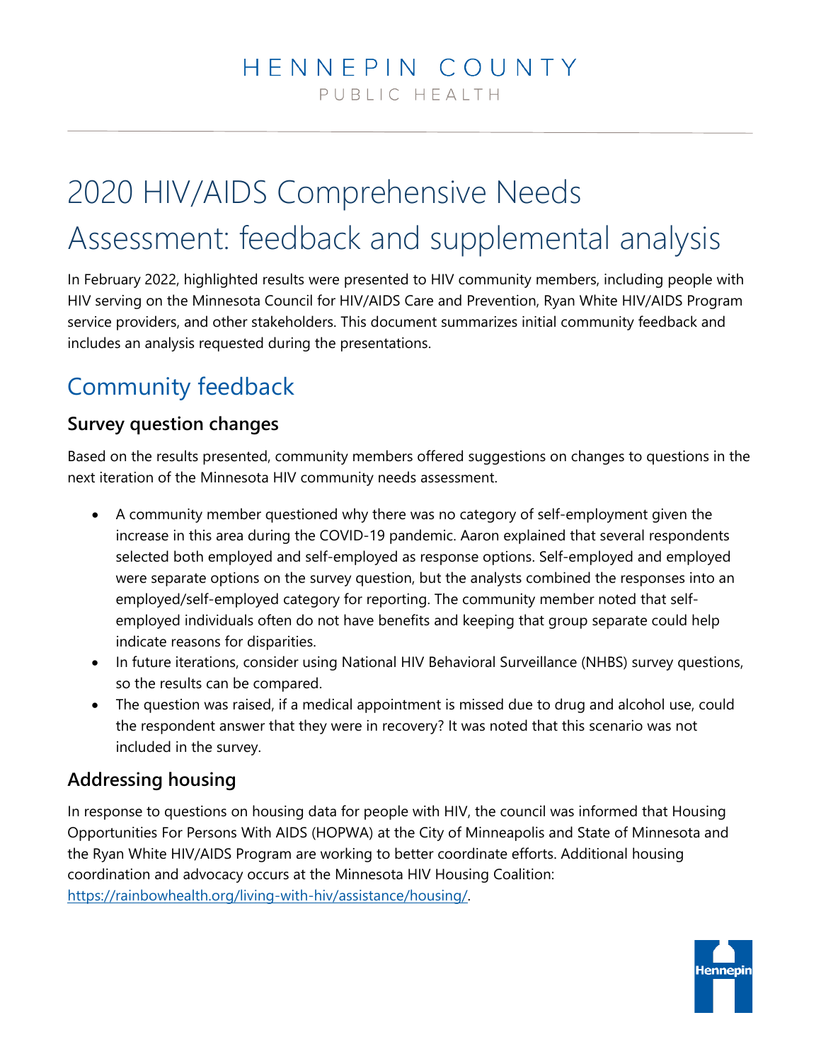HENNEPIN COUNTY
PUBLIC HEALTH

# 2020 HIV/AIDS Comprehensive Needs Assessment: feedback and supplemental analysis

In February 2022, highlighted results were presented to HIV community members, including people with HIV serving on the Minnesota Council for HIV/AIDS Care and Prevention, Ryan White HIV/AIDS Program service providers, and other stakeholders. This document summarizes initial community feedback and includes an analysis requested during the presentations.

## Community feedback

### Survey question changes

Based on the results presented, community members offered suggestions on changes to questions in the next iteration of the Minnesota HIV community needs assessment.

- A community member questioned why there was no category of self-employment given the increase in this area during the COVID-19 pandemic. Aaron explained that several respondents selected both employed and self-employed as response options. Self-employed and employed were separate options on the survey question, but the analysts combined the responses into an employed/self-employed category for reporting. The community member noted that self-employed individuals often do not have benefits and keeping that group separate could help indicate reasons for disparities.
- In future iterations, consider using National HIV Behavioral Surveillance (NHBS) survey questions, so the results can be compared.
- The question was raised, if a medical appointment is missed due to drug and alcohol use, could the respondent answer that they were in recovery? It was noted that this scenario was not included in the survey.

### Addressing housing

In response to questions on housing data for people with HIV, the council was informed that Housing Opportunities For Persons With AIDS (HOPWA) at the City of Minneapolis and State of Minnesota and the Ryan White HIV/AIDS Program are working to better coordinate efforts. Additional housing coordination and advocacy occurs at the Minnesota HIV Housing Coalition: [https://rainbowhealth.org/living-with-hiv/assistance/housing/](https://rainbowhealth.org/living-with-hiv/assistance/housing/).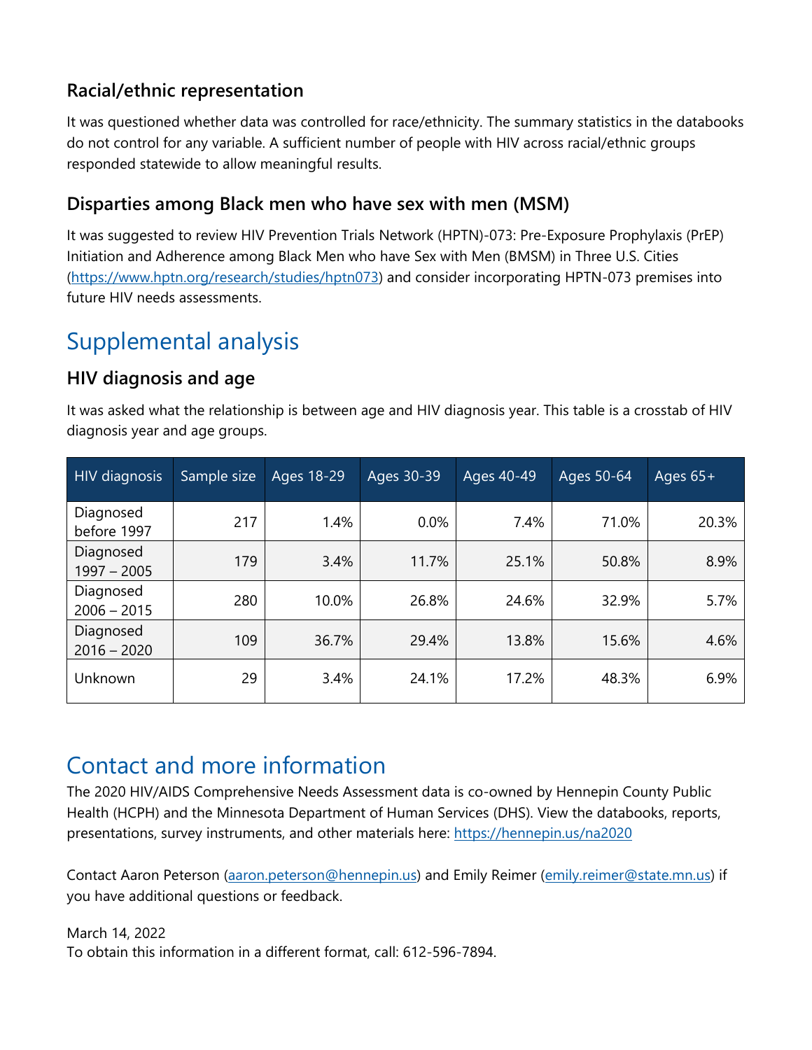### Racial/ethnic representation

It was questioned whether data was controlled for race/ethnicity. The summary statistics in the databooks do not control for any variable. A sufficient number of people with HIV across racial/ethnic groups responded statewide to allow meaningful results.

### Disparties among Black men who have sex with men (MSM)

It was suggested to review HIV Prevention Trials Network (HPTN)-073: Pre-Exposure Prophylaxis (PrEP) Initiation and Adherence among Black Men who have Sex with Men (BMSM) in Three U.S. Cities (https://www.hptn.org/research/studies/hptn073) and consider incorporating HPTN-073 premises into future HIV needs assessments.

## Supplemental analysis

### HIV diagnosis and age

It was asked what the relationship is between age and HIV diagnosis year. This table is a crosstab of HIV diagnosis year and age groups.

| HIV diagnosis | Sample size | Ages 18-29 | Ages 30-39 | Ages 40-49 | Ages 50-64 | Ages 65+ |
|---|---|---|---|---|---|---|
| Diagnosed before 1997 | 217 | 1.4% | 0.0% | 7.4% | 71.0% | 20.3% |
| Diagnosed 1997 – 2005 | 179 | 3.4% | 11.7% | 25.1% | 50.8% | 8.9% |
| Diagnosed 2006 – 2015 | 280 | 10.0% | 26.8% | 24.6% | 32.9% | 5.7% |
| Diagnosed 2016 – 2020 | 109 | 36.7% | 29.4% | 13.8% | 15.6% | 4.6% |
| Unknown | 29 | 3.4% | 24.1% | 17.2% | 48.3% | 6.9% |

## Contact and more information

The 2020 HIV/AIDS Comprehensive Needs Assessment data is co-owned by Hennepin County Public Health (HCPH) and the Minnesota Department of Human Services (DHS). View the databooks, reports, presentations, survey instruments, and other materials here: https://hennepin.us/na2020

Contact Aaron Peterson (aaron.peterson@hennepin.us) and Emily Reimer (emily.reimer@state.mn.us) if you have additional questions or feedback.

March 14, 2022
To obtain this information in a different format, call: 612-596-7894.